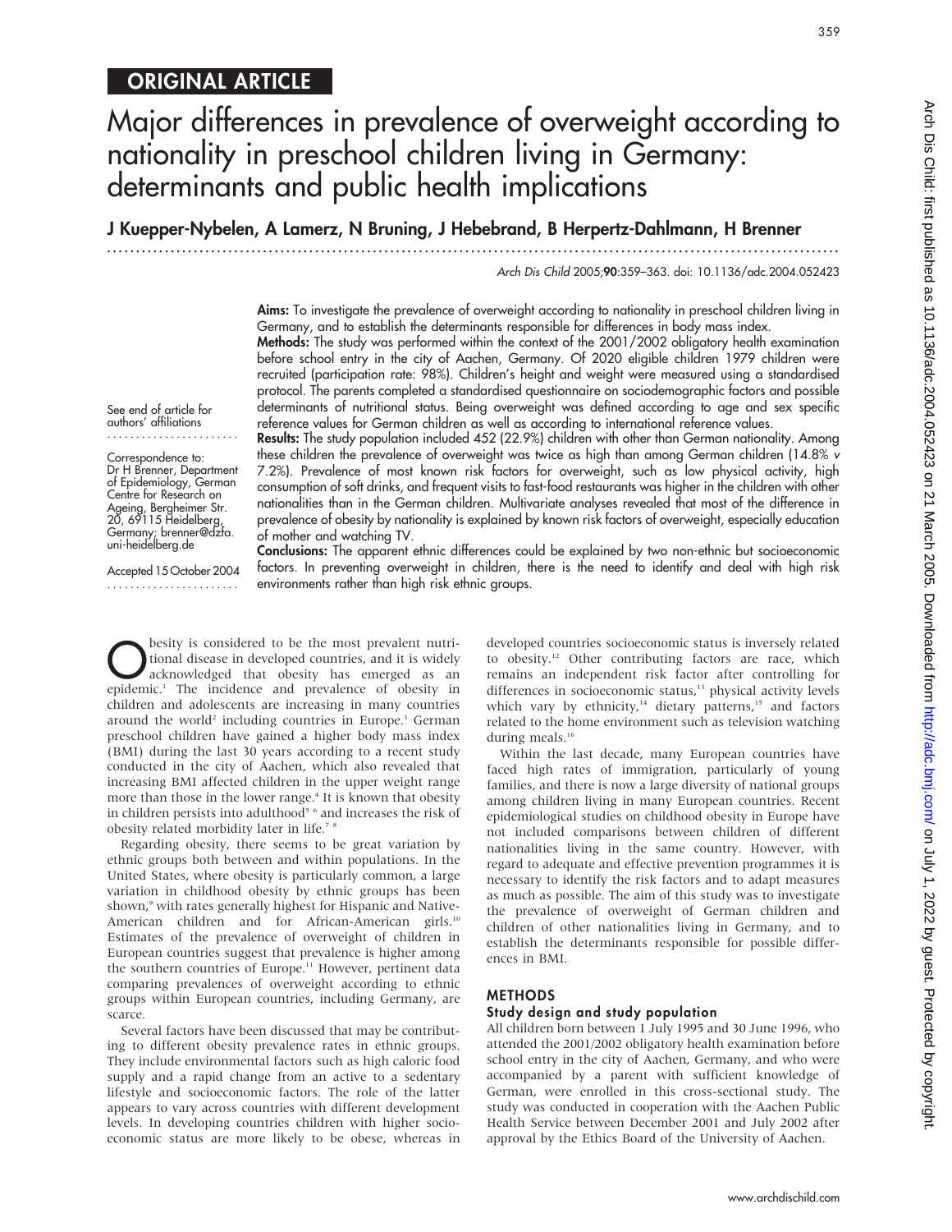ORIGINAL ARTICLE

# Major differences in prevalence of overweight according to nationality in preschool children living in Germany: determinants and public health implications

**J Kuepper-Nybelen, A Lamerz, N Bruning, J Hebebrand, B Herpertz-Dahlmann, H Brenner**

*Arch Dis Child* 2005;**90**:359–363. doi: 10.1136/adc.2004.052423

See end of article for authors' affiliations

Correspondence to: Dr H Brenner, Department of Epidemiology, German Centre for Research on Ageing, Bergheimer Str. 20, 69115 Heidelberg, Germany; brenner@dzfa.uni-heidelberg.de

Accepted 15 October 2004

**Aims:** To investigate the prevalence of overweight according to nationality in preschool children living in Germany, and to establish the determinants responsible for differences in body mass index.

**Methods:** The study was performed within the context of the 2001/2002 obligatory health examination before school entry in the city of Aachen, Germany. Of 2020 eligible children 1979 children were recruited (participation rate: 98%). Children's height and weight were measured using a standardised protocol. The parents completed a standardised questionnaire on sociodemographic factors and possible determinants of nutritional status. Being overweight was defined according to age and sex specific reference values for German children as well as according to international reference values.

**Results:** The study population included 452 (22.9%) children with other than German nationality. Among these children the prevalence of overweight was twice as high than among German children (14.8% *v* 7.2%). Prevalence of most known risk factors for overweight, such as low physical activity, high consumption of soft drinks, and frequent visits to fast-food restaurants was higher in the children with other nationalities than in the German children. Multivariate analyses revealed that most of the difference in prevalence of obesity by nationality is explained by known risk factors of overweight, especially education of mother and watching TV.

**Conclusions:** The apparent ethnic differences could be explained by two non-ethnic but socioeconomic factors. In preventing overweight in children, there is the need to identify and deal with high risk environments rather than high risk ethnic groups.

Obesity is considered to be the most prevalent nutritional disease in developed countries, and it is widely acknowledged that obesity has emerged as an epidemic.[1] The incidence and prevalence of obesity in children and adolescents are increasing in many countries around the world[2] including countries in Europe.[3] German preschool children have gained a higher body mass index (BMI) during the last 30 years according to a recent study conducted in the city of Aachen, which also revealed that increasing BMI affected children in the upper weight range more than those in the lower range.[4] It is known that obesity in children persists into adulthood[5,6] and increases the risk of obesity related morbidity later in life.[7,8]

Regarding obesity, there seems to be great variation by ethnic groups both between and within populations. In the United States, where obesity is particularly common, a large variation in childhood obesity by ethnic groups has been shown,[9] with rates generally highest for Hispanic and Native-American children and for African-American girls.[10] Estimates of the prevalence of overweight of children in European countries suggest that prevalence is higher among the southern countries of Europe.[11] However, pertinent data comparing prevalences of overweight according to ethnic groups within European countries, including Germany, are scarce.

Several factors have been discussed that may be contributing to different obesity prevalence rates in ethnic groups. They include environmental factors such as high caloric food supply and a rapid change from an active to a sedentary lifestyle and socioeconomic factors. The role of the latter appears to vary across countries with different development levels. In developing countries children with higher socioeconomic status are more likely to be obese, whereas in developed countries socioeconomic status is inversely related to obesity.[12] Other contributing factors are race, which remains an independent risk factor after controlling for differences in socioeconomic status,[13] physical activity levels which vary by ethnicity,[14] dietary patterns,[15] and factors related to the home environment such as television watching during meals.[16]

Within the last decade, many European countries have faced high rates of immigration, particularly of young families, and there is now a large diversity of national groups among children living in many European countries. Recent epidemiological studies on childhood obesity in Europe have not included comparisons between children of different nationalities living in the same country. However, with regard to adequate and effective prevention programmes it is necessary to identify the risk factors and to adapt measures as much as possible. The aim of this study was to investigate the prevalence of overweight of German children and children of other nationalities living in Germany, and to establish the determinants responsible for possible differences in BMI.

## METHODS

### Study design and study population

All children born between 1 July 1995 and 30 June 1996, who attended the 2001/2002 obligatory health examination before school entry in the city of Aachen, Germany, and who were accompanied by a parent with sufficient knowledge of German, were enrolled in this cross-sectional study. The study was conducted in cooperation with the Aachen Public Health Service between December 2001 and July 2002 after approval by the Ethics Board of the University of Aachen.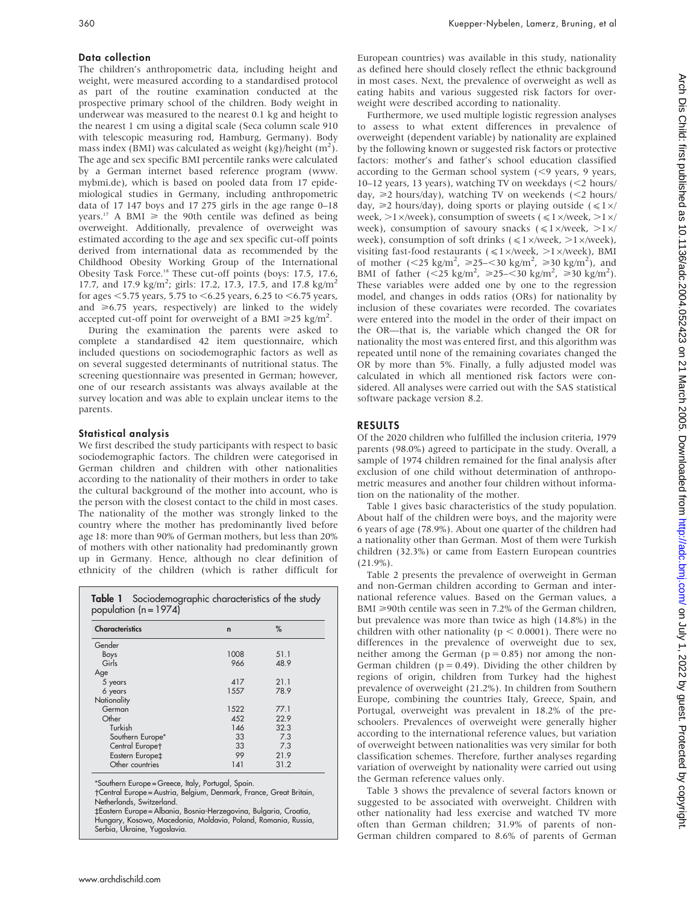### Data collection

The children's anthropometric data, including height and weight, were measured according to a standardised protocol as part of the routine examination conducted at the prospective primary school of the children. Body weight in underwear was measured to the nearest 0.1 kg and height to the nearest 1 cm using a digital scale (Seca column scale 910 with telescopic measuring rod, Hamburg, Germany). Body mass index (BMI) was calculated as weight (kg)/height ($m^2$). The age and sex specific BMI percentile ranks were calculated by a German internet based reference program (www.mybmi.de), which is based on pooled data from 17 epidemiological studies in Germany, including anthropometric data of 17 147 boys and 17 275 girls in the age range 0–18 years.[17] A BMI $\geq$ the 90th centile was defined as being overweight. Additionally, prevalence of overweight was estimated according to the age and sex specific cut-off points derived from international data as recommended by the Childhood Obesity Working Group of the International Obesity Task Force.[18] These cut-off points (boys: 17.5, 17.6, 17.7, and 17.9 kg/$m^2$; girls: 17.2, 17.3, 17.5, and 17.8 kg/$m^2$ for ages <5.75 years, 5.75 to <6.25 years, 6.25 to <6.75 years, and $\geq$6.75 years, respectively) are linked to the widely accepted cut-off point for overweight of a BMI $\geq$25 kg/$m^2$.

During the examination the parents were asked to complete a standardised 42 item questionnaire, which included questions on sociodemographic factors as well as on several suggested determinants of nutritional status. The screening questionnaire was presented in German; however, one of our research assistants was always available at the survey location and was able to explain unclear items to the parents.

### Statistical analysis

We first described the study participants with respect to basic sociodemographic factors. The children were categorised in German children and children with other nationalities according to the nationality of their mothers in order to take the cultural background of the mother into account, who is the person with the closest contact to the child in most cases. The nationality of the mother was strongly linked to the country where the mother has predominantly lived before age 18: more than 90% of German mothers, but less than 20% of mothers with other nationality had predominantly grown up in Germany. Hence, although no clear definition of ethnicity of the children (which is rather difficult for European countries) was available in this study, nationality as defined here should closely reflect the ethnic background in most cases. Next, the prevalence of overweight as well as eating habits and various suggested risk factors for overweight were described according to nationality.

Furthermore, we used multiple logistic regression analyses to assess to what extent differences in prevalence of overweight (dependent variable) by nationality are explained by the following known or suggested risk factors or protective factors: mother's and father's school education classified according to the German school system (<9 years, 9 years, 10–12 years, 13 years), watching TV on weekdays (<2 hours/day, $\geq$2 hours/day), watching TV on weekends (<2 hours/day, $\geq$2 hours/day), doing sports or playing outside ($\leq$1×/week, >1×/week), consumption of sweets ($\leq$1×/week, >1×/week), consumption of savoury snacks ($\leq$1×/week, >1×/week), consumption of soft drinks ($\leq$1×/week, >1×/week), visiting fast-food restaurants ($\leq$1×/week, >1×/week), BMI of mother (<25 kg/$m^2$, $\geq$25–<30 kg/$m^2$, $\geq$30 kg/$m^2$), and BMI of father (<25 kg/$m^2$, $\geq$25–<30 kg/$m^2$, $\geq$30 kg/$m^2$). These variables were added one by one to the regression model, and changes in odds ratios (ORs) for nationality by inclusion of these covariates were recorded. The covariates were entered into the model in the order of their impact on the OR—that is, the variable which changed the OR for nationality the most was entered first, and this algorithm was repeated until none of the remaining covariates changed the OR by more than 5%. Finally, a fully adjusted model was calculated in which all mentioned risk factors were considered. All analyses were carried out with the SAS statistical software package version 8.2.

## RESULTS

Of the 2020 children who fulfilled the inclusion criteria, 1979 parents (98.0%) agreed to participate in the study. Overall, a sample of 1974 children remained for the final analysis after exclusion of one child without determination of anthropometric measures and another four children without information on the nationality of the mother.

Table 1 gives basic characteristics of the study population. About half of the children were boys, and the majority were 6 years of age (78.9%). About one quarter of the children had a nationality other than German. Most of them were Turkish children (32.3%) or came from Eastern European countries (21.9%).

Table 2 presents the prevalence of overweight in German and non-German children according to German and international reference values. Based on the German values, a BMI $\geq$90th centile was seen in 7.2% of the German children, but prevalence was more than twice as high (14.8%) in the children with other nationality ($p < 0.0001$). There were no differences in the prevalence of overweight due to sex, neither among the German ($p = 0.85$) nor among the non-German children ($p = 0.49$). Dividing the other children by regions of origin, children from Turkey had the highest prevalence of overweight (21.2%). In children from Southern Europe, combining the countries Italy, Greece, Spain, and Portugal, overweight was prevalent in 18.2% of the preschoolers. Prevalences of overweight were generally higher according to the international reference values, but variation of overweight between nationalities was very similar for both classification schemes. Therefore, further analyses regarding variation of overweight by nationality were carried out using the German reference values only.

Table 3 shows the prevalence of several factors known or suggested to be associated with overweight. Children with other nationality had less exercise and watched TV more often than German children; 31.9% of parents of non-German children compared to 8.6% of parents of German

**Table 1** Sociodemographic characteristics of the study population (n = 1974)

| Characteristics | n | % |
|---|---|---|
| Gender | | |
| Boys | 1008 | 51.1 |
| Girls | 966 | 48.9 |
| Age | | |
| 5 years | 417 | 21.1 |
| 6 years | 1557 | 78.9 |
| Nationality | | |
| German | 1522 | 77.1 |
| Other | 452 | 22.9 |
| Turkish | 146 | 32.3 |
| Southern Europe* | 33 | 7.3 |
| Central Europe† | 33 | 7.3 |
| Eastern Europe‡ | 99 | 21.9 |
| Other countries | 141 | 31.2 |

*Southern Europe = Greece, Italy, Portugal, Spain.
†Central Europe = Austria, Belgium, Denmark, France, Great Britain, Netherlands, Switzerland.
‡Eastern Europe = Albania, Bosnia-Herzegovina, Bulgaria, Croatia, Hungary, Kosowo, Macedonia, Moldavia, Poland, Romania, Russia, Serbia, Ukraine, Yugoslavia.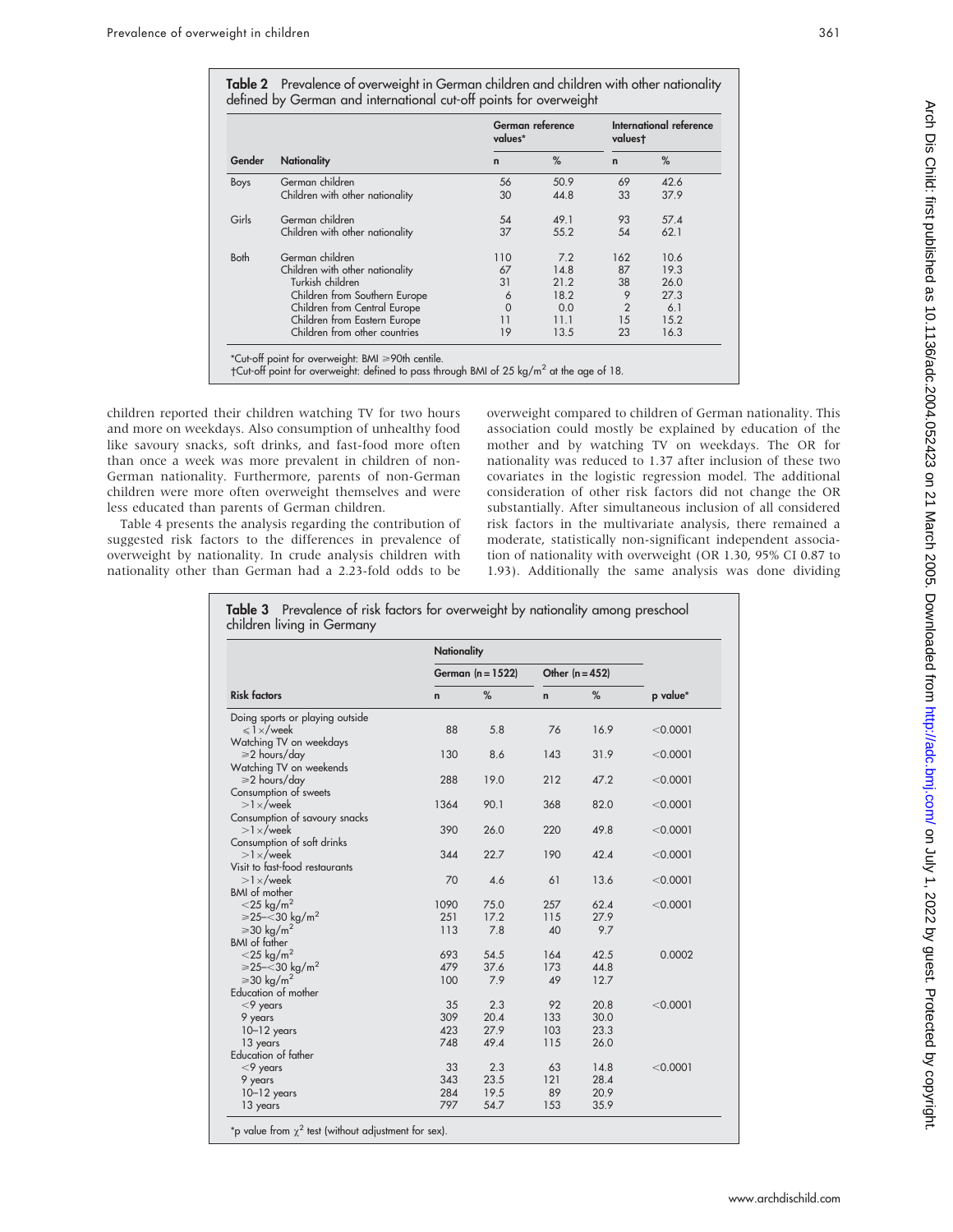**Table 2** Prevalence of overweight in German children and children with other nationality defined by German and international cut-off points for overweight

| Gender | Nationality | German reference values* | | International reference values† | |
|---|---|---|---|---|---|
| | | n | % | n | % |
| Boys | German children | 56 | 50.9 | 69 | 42.6 |
| | Children with other nationality | 30 | 44.8 | 33 | 37.9 |
| Girls | German children | 54 | 49.1 | 93 | 57.4 |
| | Children with other nationality | 37 | 55.2 | 54 | 62.1 |
| Both | German children | 110 | 7.2 | 162 | 10.6 |
| | Children with other nationality | 67 | 14.8 | 87 | 19.3 |
| | Turkish children | 31 | 21.2 | 38 | 26.0 |
| | Children from Southern Europe | 6 | 18.2 | 9 | 27.3 |
| | Children from Central Europe | 0 | 0.0 | 2 | 6.1 |
| | Children from Eastern Europe | 11 | 11.1 | 15 | 15.2 |
| | Children from other countries | 19 | 13.5 | 23 | 16.3 |

*Cut-off point for overweight: BMI ≥90th centile.
†Cut-off point for overweight: defined to pass through BMI of 25 kg/m$^2$ at the age of 18.

children reported their children watching TV for two hours and more on weekdays. Also consumption of unhealthy food like savoury snacks, soft drinks, and fast-food more often than once a week was more prevalent in children of non-German nationality. Furthermore, parents of non-German children were more often overweight themselves and were less educated than parents of German children.

Table 4 presents the analysis regarding the contribution of suggested risk factors to the differences in prevalence of overweight by nationality. In crude analysis children with nationality other than German had a 2.23-fold odds to be overweight compared to children of German nationality. This association could mostly be explained by education of the mother and by watching TV on weekdays. The OR for nationality was reduced to 1.37 after inclusion of these two covariates in the logistic regression model. The additional consideration of other risk factors did not change the OR substantially. After simultaneous inclusion of all considered risk factors in the multivariate analysis, there remained a moderate, statistically non-significant independent association of nationality with overweight (OR 1.30, 95% CI 0.87 to 1.93). Additionally the same analysis was done dividing

**Table 3** Prevalence of risk factors for overweight by nationality among preschool children living in Germany

| Risk factors | Nationality: German (n = 1522) | | Other (n = 452) | | p value* |
|---|---|---|---|---|---|
| | n | % | n | % | |
| Doing sports or playing outside | | | | | |
| ≤1×/week | 88 | 5.8 | 76 | 16.9 | <0.0001 |
| Watching TV on weekdays | | | | | |
| ≥2 hours/day | 130 | 8.6 | 143 | 31.9 | <0.0001 |
| Watching TV on weekends | | | | | |
| ≥2 hours/day | 288 | 19.0 | 212 | 47.2 | <0.0001 |
| Consumption of sweets | | | | | |
| >1×/week | 1364 | 90.1 | 368 | 82.0 | <0.0001 |
| Consumption of savoury snacks | | | | | |
| >1×/week | 390 | 26.0 | 220 | 49.8 | <0.0001 |
| Consumption of soft drinks | | | | | |
| >1×/week | 344 | 22.7 | 190 | 42.4 | <0.0001 |
| Visit to fast-food restaurants | | | | | |
| >1×/week | 70 | 4.6 | 61 | 13.6 | <0.0001 |
| BMI of mother | | | | | |
| <25 kg/m$^2$ | 1090 | 75.0 | 257 | 62.4 | <0.0001 |
| ≥25–<30 kg/m$^2$ | 251 | 17.2 | 115 | 27.9 | |
| ≥30 kg/m$^2$ | 113 | 7.8 | 40 | 9.7 | |
| BMI of father | | | | | |
| <25 kg/m$^2$ | 693 | 54.5 | 164 | 42.5 | 0.0002 |
| ≥25–<30 kg/m$^2$ | 479 | 37.6 | 173 | 44.8 | |
| ≥30 kg/m$^2$ | 100 | 7.9 | 49 | 12.7 | |
| Education of mother | | | | | |
| <9 years | 35 | 2.3 | 92 | 20.8 | <0.0001 |
| 9 years | 309 | 20.4 | 133 | 30.0 | |
| 10–12 years | 423 | 27.9 | 103 | 23.3 | |
| 13 years | 748 | 49.4 | 115 | 26.0 | |
| Education of father | | | | | |
| <9 years | 33 | 2.3 | 63 | 14.8 | <0.0001 |
| 9 years | 343 | 23.5 | 121 | 28.4 | |
| 10–12 years | 284 | 19.5 | 89 | 20.9 | |
| 13 years | 797 | 54.7 | 153 | 35.9 | |

*p value from $\chi^2$ test (without adjustment for sex).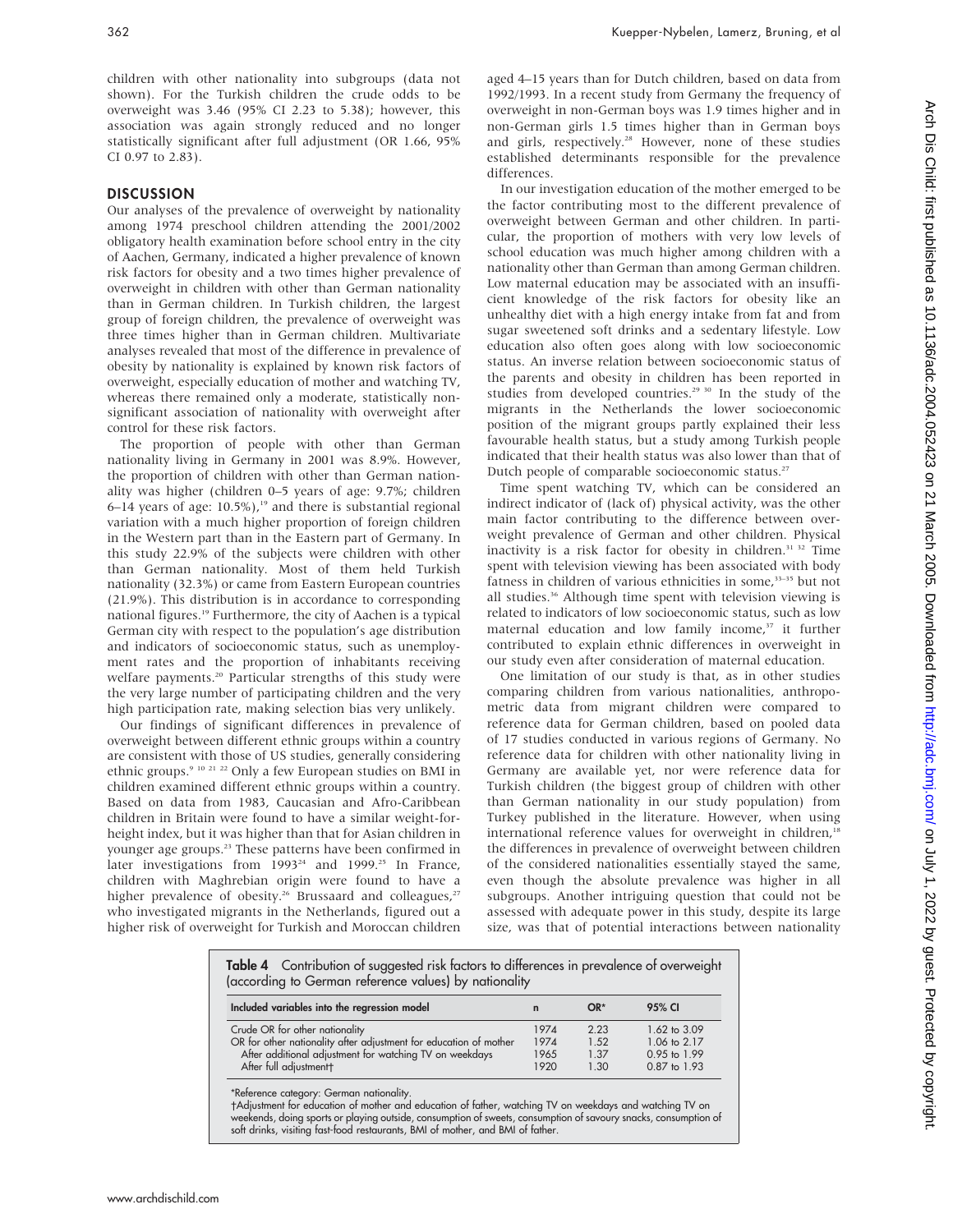children with other nationality into subgroups (data not shown). For the Turkish children the crude odds to be overweight was 3.46 (95% CI 2.23 to 5.38); however, this association was again strongly reduced and no longer statistically significant after full adjustment (OR 1.66, 95% CI 0.97 to 2.83).

## DISCUSSION

Our analyses of the prevalence of overweight by nationality among 1974 preschool children attending the 2001/2002 obligatory health examination before school entry in the city of Aachen, Germany, indicated a higher prevalence of known risk factors for obesity and a two times higher prevalence of overweight in children with other than German nationality than in German children. In Turkish children, the largest group of foreign children, the prevalence of overweight was three times higher than in German children. Multivariate analyses revealed that most of the difference in prevalence of obesity by nationality is explained by known risk factors of overweight, especially education of mother and watching TV, whereas there remained only a moderate, statistically non-significant association of nationality with overweight after control for these risk factors.

The proportion of people with other than German nationality living in Germany in 2001 was 8.9%. However, the proportion of children with other than German nationality was higher (children 0–5 years of age: 9.7%; children 6–14 years of age: 10.5%),[19] and there is substantial regional variation with a much higher proportion of foreign children in the Western part than in the Eastern part of Germany. In this study 22.9% of the subjects were children with other than German nationality. Most of them held Turkish nationality (32.3%) or came from Eastern European countries (21.9%). This distribution is in accordance to corresponding national figures.[19] Furthermore, the city of Aachen is a typical German city with respect to the population's age distribution and indicators of socioeconomic status, such as unemployment rates and the proportion of inhabitants receiving welfare payments.[20] Particular strengths of this study were the very large number of participating children and the very high participation rate, making selection bias very unlikely.

Our findings of significant differences in prevalence of overweight between different ethnic groups within a country are consistent with those of US studies, generally considering ethnic groups.[9 10 21 22] Only a few European studies on BMI in children examined different ethnic groups within a country. Based on data from 1983, Caucasian and Afro-Caribbean children in Britain were found to have a similar weight-for-height index, but it was higher than that for Asian children in younger age groups.[23] These patterns have been confirmed in later investigations from 1993[24] and 1999.[25] In France, children with Maghrebian origin were found to have a higher prevalence of obesity.[26] Brussaard and colleagues,[27] who investigated migrants in the Netherlands, figured out a higher risk of overweight for Turkish and Moroccan children aged 4–15 years than for Dutch children, based on data from 1992/1993. In a recent study from Germany the frequency of overweight in non-German boys was 1.9 times higher and in non-German girls 1.5 times higher than in German boys and girls, respectively.[28] However, none of these studies established determinants responsible for the prevalence differences.

In our investigation education of the mother emerged to be the factor contributing most to the different prevalence of overweight between German and other children. In particular, the proportion of mothers with very low levels of school education was much higher among children with a nationality other than German than among German children. Low maternal education may be associated with an insufficient knowledge of the risk factors for obesity like an unhealthy diet with a high energy intake from fat and from sugar sweetened soft drinks and a sedentary lifestyle. Low education also often goes along with low socioeconomic status. An inverse relation between socioeconomic status of the parents and obesity in children has been reported in studies from developed countries.[29 30] In the study of the migrants in the Netherlands the lower socioeconomic position of the migrant groups partly explained their less favourable health status, but a study among Turkish people indicated that their health status was also lower than that of Dutch people of comparable socioeconomic status.[27]

Time spent watching TV, which can be considered an indirect indicator of (lack of) physical activity, was the other main factor contributing to the difference between overweight prevalence of German and other children. Physical inactivity is a risk factor for obesity in children.[31 32] Time spent with television viewing has been associated with body fatness in children of various ethnicities in some,[33–35] but not all studies.[36] Although time spent with television viewing is related to indicators of low socioeconomic status, such as low maternal education and low family income,[37] it further contributed to explain ethnic differences in overweight in our study even after consideration of maternal education.

One limitation of our study is that, as in other studies comparing children from various nationalities, anthropometric data from migrant children were compared to reference data for German children, based on pooled data of 17 studies conducted in various regions of Germany. No reference data for children with other nationality living in Germany are available yet, nor were reference data for Turkish children (the biggest group of children with other than German nationality in our study population) from Turkey published in the literature. However, when using international reference values for overweight in children,[18] the differences in prevalence of overweight between children of the considered nationalities essentially stayed the same, even though the absolute prevalence was higher in all subgroups. Another intriguing question that could not be assessed with adequate power in this study, despite its large size, was that of potential interactions between nationality

**Table 4** Contribution of suggested risk factors to differences in prevalence of overweight (according to German reference values) by nationality

| Included variables into the regression model | n | OR* | 95% CI |
|---|---|---|---|
| Crude OR for other nationality | 1974 | 2.23 | 1.62 to 3.09 |
| OR for other nationality after adjustment for education of mother | 1974 | 1.52 | 1.06 to 2.17 |
| After additional adjustment for watching TV on weekdays | 1965 | 1.37 | 0.95 to 1.99 |
| After full adjustment† | 1920 | 1.30 | 0.87 to 1.93 |

*Reference category: German nationality.
†Adjustment for education of mother and education of father, watching TV on weekdays and watching TV on weekends, doing sports or playing outside, consumption of sweets, consumption of savoury snacks, consumption of soft drinks, visiting fast-food restaurants, BMI of mother, and BMI of father.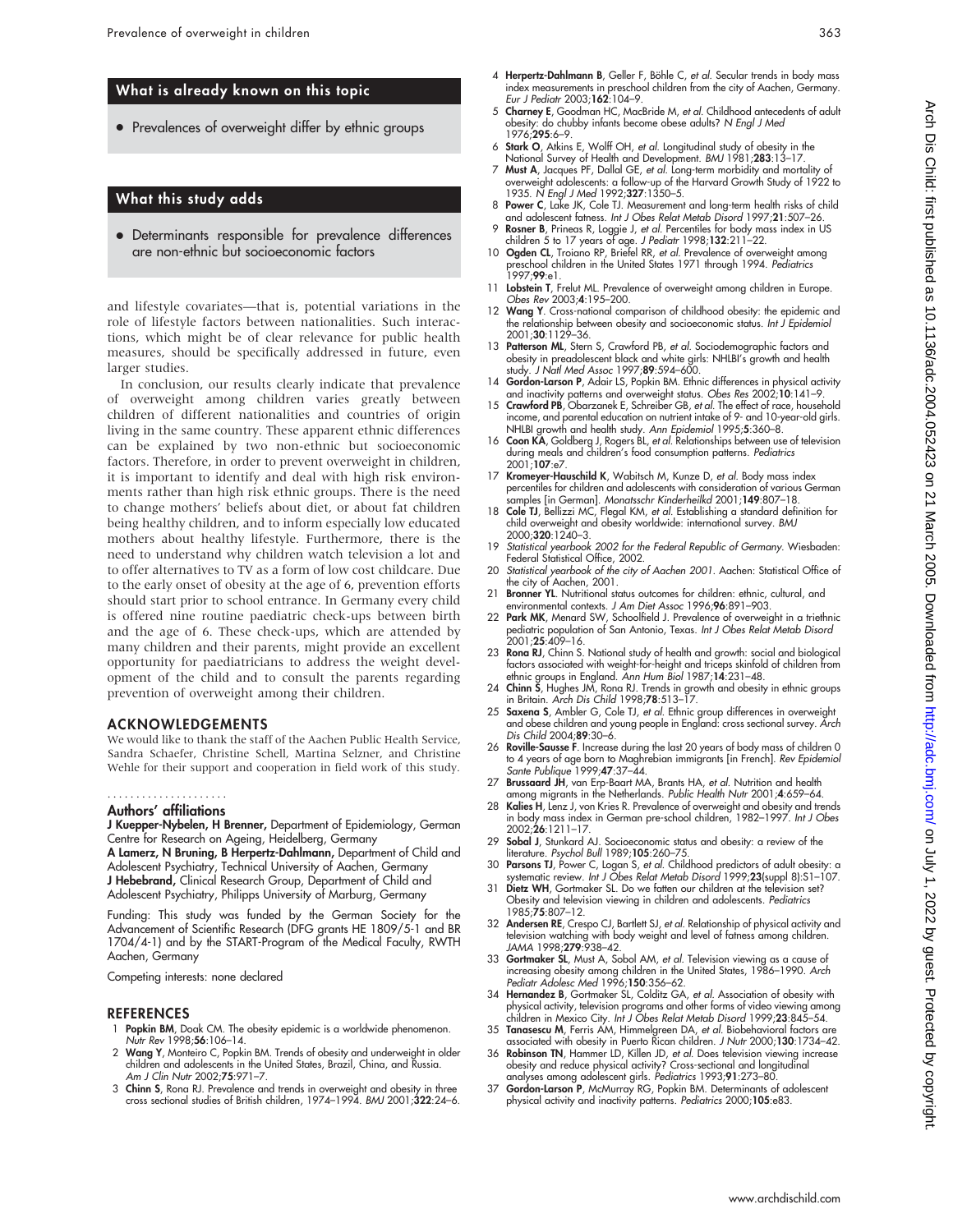## What is already known on this topic

- Prevalences of overweight differ by ethnic groups

## What this study adds

- Determinants responsible for prevalence differences are non-ethnic but socioeconomic factors

and lifestyle covariates—that is, potential variations in the role of lifestyle factors between nationalities. Such interactions, which might be of clear relevance for public health measures, should be specifically addressed in future, even larger studies.

In conclusion, our results clearly indicate that prevalence of overweight among children varies greatly between children of different nationalities and countries of origin living in the same country. These apparent ethnic differences can be explained by two non-ethnic but socioeconomic factors. Therefore, in order to prevent overweight in children, it is important to identify and deal with high risk environments rather than high risk ethnic groups. There is the need to change mothers' beliefs about diet, or about fat children being healthy children, and to inform especially low educated mothers about healthy lifestyle. Furthermore, there is the need to understand why children watch television a lot and to offer alternatives to TV as a form of low cost childcare. Due to the early onset of obesity at the age of 6, prevention efforts should start prior to school entrance. In Germany every child is offered nine routine paediatric check-ups between birth and the age of 6. These check-ups, which are attended by many children and their parents, might provide an excellent opportunity for paediatricians to address the weight development of the child and to consult the parents regarding prevention of overweight among their children.

## ACKNOWLEDGEMENTS

We would like to thank the staff of the Aachen Public Health Service, Sandra Schaefer, Christine Schell, Martina Selzner, and Christine Wehle for their support and cooperation in field work of this study.

### Authors' affiliations

**J Kuepper-Nybelen, H Brenner,** Department of Epidemiology, German Centre for Research on Ageing, Heidelberg, Germany
**A Lamerz, N Bruning, B Herpertz-Dahlmann,** Department of Child and Adolescent Psychiatry, Technical University of Aachen, Germany
**J Hebebrand,** Clinical Research Group, Department of Child and Adolescent Psychiatry, Philipps University of Marburg, Germany

Funding: This study was funded by the German Society for the Advancement of Scientific Research (DFG grants HE 1809/5-1 and BR 1704/4-1) and by the START-Program of the Medical Faculty, RWTH Aachen, Germany

Competing interests: none declared

## REFERENCES

1. **Popkin BM**, Doak CM. The obesity epidemic is a worldwide phenomenon. *Nutr Rev* 1998;**56**:106–14.
2. **Wang Y**, Monteiro C, Popkin BM. Trends of obesity and underweight in older children and adolescents in the United States, Brazil, China, and Russia. *Am J Clin Nutr* 2002;**75**:971–7.
3. **Chinn S**, Rona RJ. Prevalence and trends in overweight and obesity in three cross sectional studies of British children, 1974–1994. *BMJ* 2001;**322**:24–6.
4. **Herpertz-Dahlmann B**, Geller F, Böhle C, *et al*. Secular trends in body mass index measurements in preschool children from the city of Aachen, Germany. *Eur J Pediatr* 2003;**162**:104–9.
5. **Charney E**, Goodman HC, MacBride M, *et al*. Childhood antecedents of adult obesity: do chubby infants become obese adults? *N Engl J Med* 1976;**295**:6–9.
6. **Stark O**, Atkins E, Wolff OH, *et al*. Longitudinal study of obesity in the National Survey of Health and Development. *BMJ* 1981;**283**:13–17.
7. **Must A**, Jacques PF, Dallal GE, *et al*. Long-term morbidity and mortality of overweight adolescents: a follow-up of the Harvard Growth Study of 1922 to 1935. *N Engl J Med* 1992;**327**:1350–5.
8. **Power C**, Lake JK, Cole TJ. Measurement and long-term health risks of child and adolescent fatness. *Int J Obes Relat Metab Disord* 1997;**21**:507–26.
9. **Rosner B**, Prineas R, Loggie J, *et al*. Percentiles for body mass index in US children 5 to 17 years of age. *J Pediatr* 1998;**132**:211–22.
10. **Ogden CL**, Troiano RP, Briefel RR, *et al*. Prevalence of overweight among preschool children in the United States 1971 through 1994. *Pediatrics* 1997;**99**:e1.
11. **Lobstein T**, Frelut ML. Prevalence of overweight among children in Europe. *Obes Rev* 2003;**4**:195–200.
12. **Wang Y**. Cross-national comparison of childhood obesity: the epidemic and the relationship between obesity and socioeconomic status. *Int J Epidemiol* 2001;**30**:1129–36.
13. **Patterson ML**, Stern S, Crawford PB, *et al*. Sociodemographic factors and obesity in preadolescent black and white girls: NHLBI's growth and health study. *J Natl Med Assoc* 1997;**89**:594–600.
14. **Gordon-Larson P**, Adair LS, Popkin BM. Ethnic differences in physical activity and inactivity patterns and overweight status. *Obes Res* 2002;**10**:141–9.
15. **Crawford PB**, Obarzanek E, Schreiber GB, *et al*. The effect of race, household income, and parental education on nutrient intake of 9- and 10-year-old girls. NHLBI growth and health study. *Ann Epidemiol* 1995;**5**:360–8.
16. **Coon KA**, Goldberg J, Rogers BL, *et al*. Relationships between use of television during meals and children's food consumption patterns. *Pediatrics* 2001;**107**:e7.
17. **Kromeyer-Hauschild K**, Wabitsch M, Kunze D, *et al*. Body mass index percentiles for children and adolescents with consideration of various German samples [in German]. *Monatsschr Kinderheilkd* 2001;**149**:807–18.
18. **Cole TJ**, Bellizzi MC, Flegal KM, *et al*. Establishing a standard definition for child overweight and obesity worldwide: international survey. *BMJ* 2000;**320**:1240–3.
19. *Statistical yearbook 2002 for the Federal Republic of Germany*. Wiesbaden: Federal Statistical Office, 2002.
20. *Statistical yearbook of the city of Aachen 2001*. Aachen: Statistical Office of the city of Aachen, 2001.
21. **Bronner YL**. Nutritional status outcomes for children: ethnic, cultural, and environmental contexts. *J Am Diet Assoc* 1996;**96**:891–903.
22. **Park MK**, Menard SW, Schoolfield J. Prevalence of overweight in a triethnic pediatric population of San Antonio, Texas. *Int J Obes Relat Metab Disord* 2001;**25**:409–16.
23. **Rona RJ**, Chinn S. National study of health and growth: social and biological factors associated with weight-for-height and triceps skinfold of children from ethnic groups in England. *Ann Hum Biol* 1987;**14**:231–48.
24. **Chinn S**, Hughes JM, Rona RJ. Trends in growth and obesity in ethnic groups in Britain. *Arch Dis Child* 1998;**78**:513–17.
25. **Saxena S**, Ambler G, Cole TJ, *et al*. Ethnic group differences in overweight and obese children and young people in England: cross sectional survey. *Arch Dis Child* 2004;**89**:30–6.
26. **Roville-Sausse F**. Increase during the last 20 years of body mass of children 0 to 4 years of age born to Maghrebian immigrants [in French]. *Rev Epidemiol Sante Publique* 1999;**47**:37–44.
27. **Brussaard JH**, van Erp-Baart MA, Brants HA, *et al*. Nutrition and health among migrants in the Netherlands. *Public Health Nutr* 2001;**4**:659–64.
28. **Kalies H**, Lenz J, von Kries R. Prevalence of overweight and obesity and trends in body mass index in German pre-school children, 1982–1997. *Int J Obes* 2002;**26**:1211–17.
29. **Sobal J**, Stunkard AJ. Socioeconomic status and obesity: a review of the literature. *Psychol Bull* 1989;**105**:260–75.
30. **Parsons TJ**, Power C, Logan S, *et al*. Childhood predictors of adult obesity: a systematic review. *Int J Obes Relat Metab Disord* 1999;**23**(suppl 8):S1–107.
31. **Dietz WH**, Gortmaker SL. Do we fatten our children at the television set? Obesity and television viewing in children and adolescents. *Pediatrics* 1985;**75**:807–12.
32. **Andersen RE**, Crespo CJ, Bartlett SJ, *et al*. Relationship of physical activity and television watching with body weight and level of fatness among children. *JAMA* 1998;**279**:938–42.
33. **Gortmaker SL**, Must A, Sobol AM, *et al*. Television viewing as a cause of increasing obesity among children in the United States, 1986–1990. *Arch Pediatr Adolesc Med* 1996;**150**:356–62.
34. **Hernandez B**, Gortmaker SL, Colditz GA, *et al*. Association of obesity with physical activity, television programs and other forms of video viewing among children in Mexico City. *Int J Obes Relat Metab Disord* 1999;**23**:845–54.
35. **Tanasescu M**, Ferris AM, Himmelgreen DA, *et al*. Biobehavioral factors are associated with obesity in Puerto Rican children. *J Nutr* 2000;**130**:1734–42.
36. **Robinson TN**, Hammer LD, Killen JD, *et al*. Does television viewing increase obesity and reduce physical activity? Cross-sectional and longitudinal analyses among adolescent girls. *Pediatrics* 1993;**91**:273–80.
37. **Gordon-Larson P**, McMurray RG, Popkin BM. Determinants of adolescent physical activity and inactivity patterns. *Pediatrics* 2000;**105**:e83.